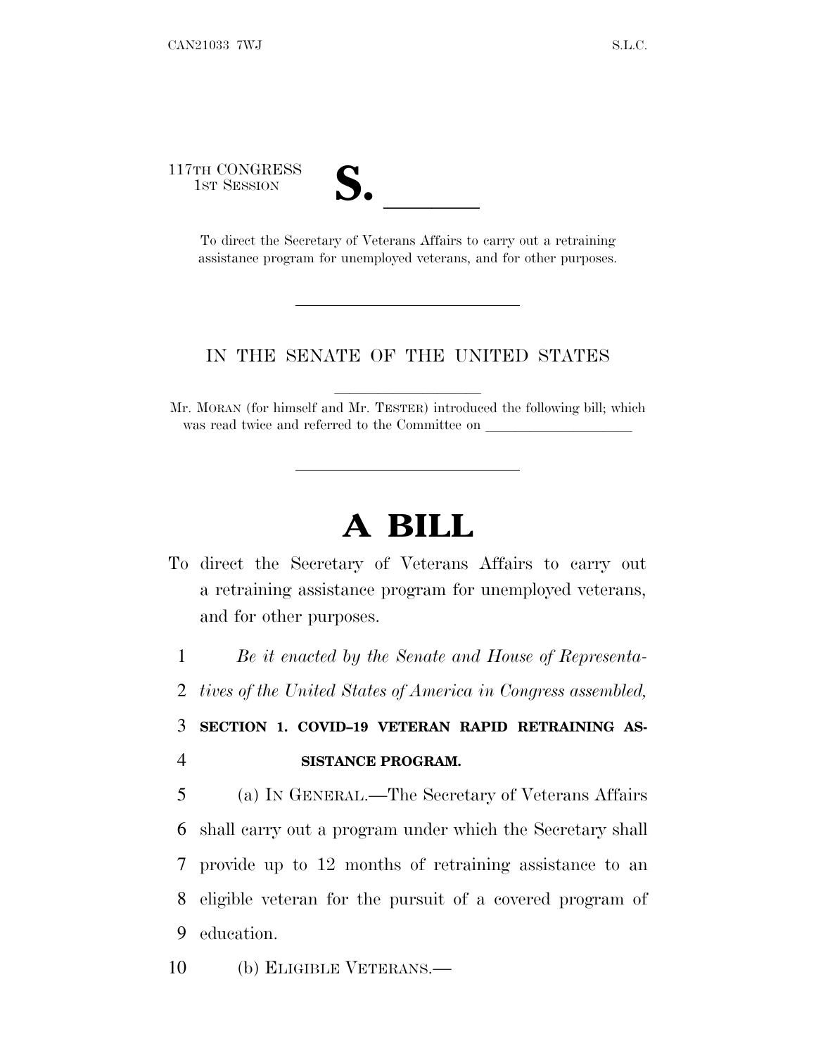117TH CONGRESS
1ST SESSION

# S. ______

To direct the Secretary of Veterans Affairs to carry out a retraining assistance program for unemployed veterans, and for other purposes.

---

IN THE SENATE OF THE UNITED STATES

Mr. MORAN (for himself and Mr. TESTER) introduced the following bill; which was read twice and referred to the Committee on ____________________

---

# A BILL

To direct the Secretary of Veterans Affairs to carry out a retraining assistance program for unemployed veterans, and for other purposes.

1 *Be it enacted by the Senate and House of Representa-*
2 *tives of the United States of America in Congress assembled,*

3 **SECTION 1. COVID–19 VETERAN RAPID RETRAINING AS-**
4 **SISTANCE PROGRAM.**

5 (a) IN GENERAL.—The Secretary of Veterans Affairs
6 shall carry out a program under which the Secretary shall
7 provide up to 12 months of retraining assistance to an
8 eligible veteran for the pursuit of a covered program of
9 education.

10 (b) ELIGIBLE VETERANS.—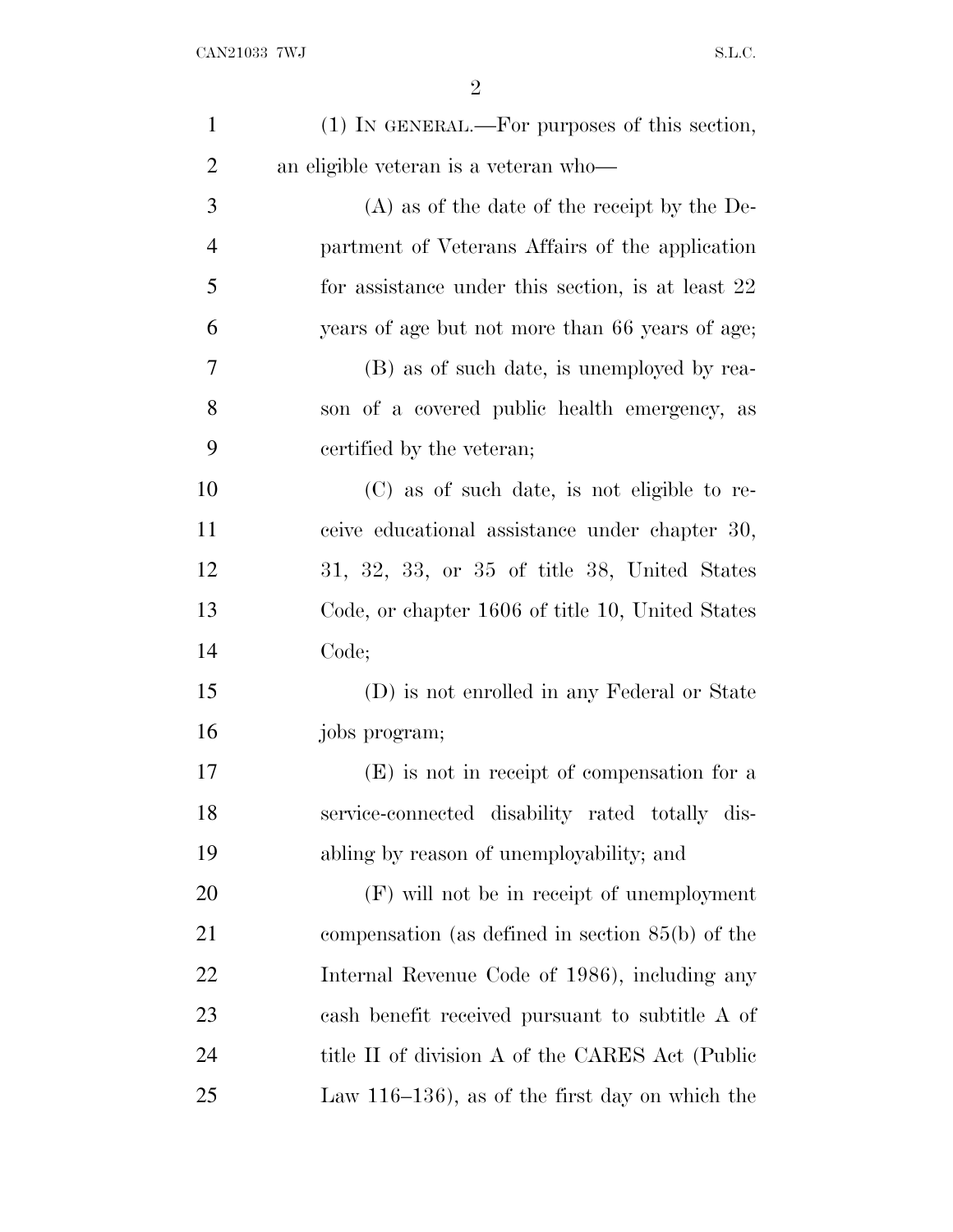(1) IN GENERAL.—For purposes of this section, an eligible veteran is a veteran who—

(A) as of the date of the receipt by the Department of Veterans Affairs of the application for assistance under this section, is at least 22 years of age but not more than 66 years of age;

(B) as of such date, is unemployed by reason of a covered public health emergency, as certified by the veteran;

(C) as of such date, is not eligible to receive educational assistance under chapter 30, 31, 32, 33, or 35 of title 38, United States Code, or chapter 1606 of title 10, United States Code;

(D) is not enrolled in any Federal or State jobs program;

(E) is not in receipt of compensation for a service-connected disability rated totally disabling by reason of unemployability; and

(F) will not be in receipt of unemployment compensation (as defined in section 85(b) of the Internal Revenue Code of 1986), including any cash benefit received pursuant to subtitle A of title II of division A of the CARES Act (Public Law 116–136), as of the first day on which the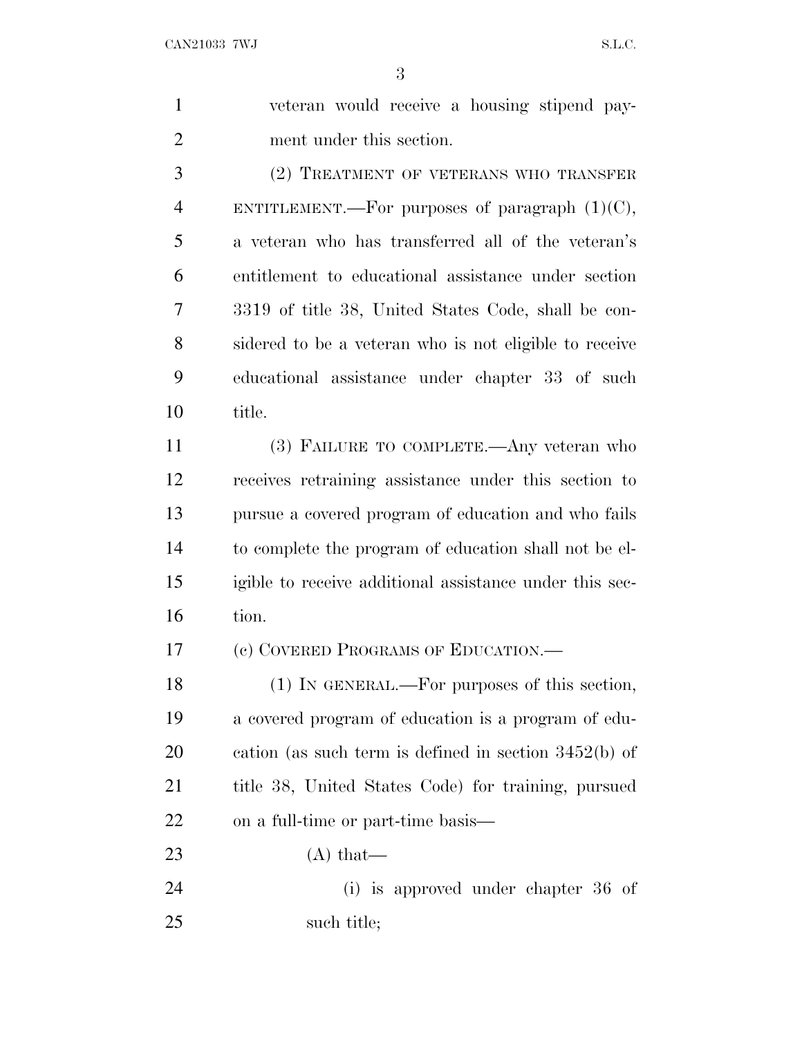veteran would receive a housing stipend payment under this section.

(2) TREATMENT OF VETERANS WHO TRANSFER ENTITLEMENT.—For purposes of paragraph (1)(C), a veteran who has transferred all of the veteran's entitlement to educational assistance under section 3319 of title 38, United States Code, shall be considered to be a veteran who is not eligible to receive educational assistance under chapter 33 of such title.

(3) FAILURE TO COMPLETE.—Any veteran who receives retraining assistance under this section to pursue a covered program of education and who fails to complete the program of education shall not be eligible to receive additional assistance under this section.

(c) COVERED PROGRAMS OF EDUCATION.—

(1) IN GENERAL.—For purposes of this section, a covered program of education is a program of education (as such term is defined in section 3452(b) of title 38, United States Code) for training, pursued on a full-time or part-time basis—

(A) that—

(i) is approved under chapter 36 of such title;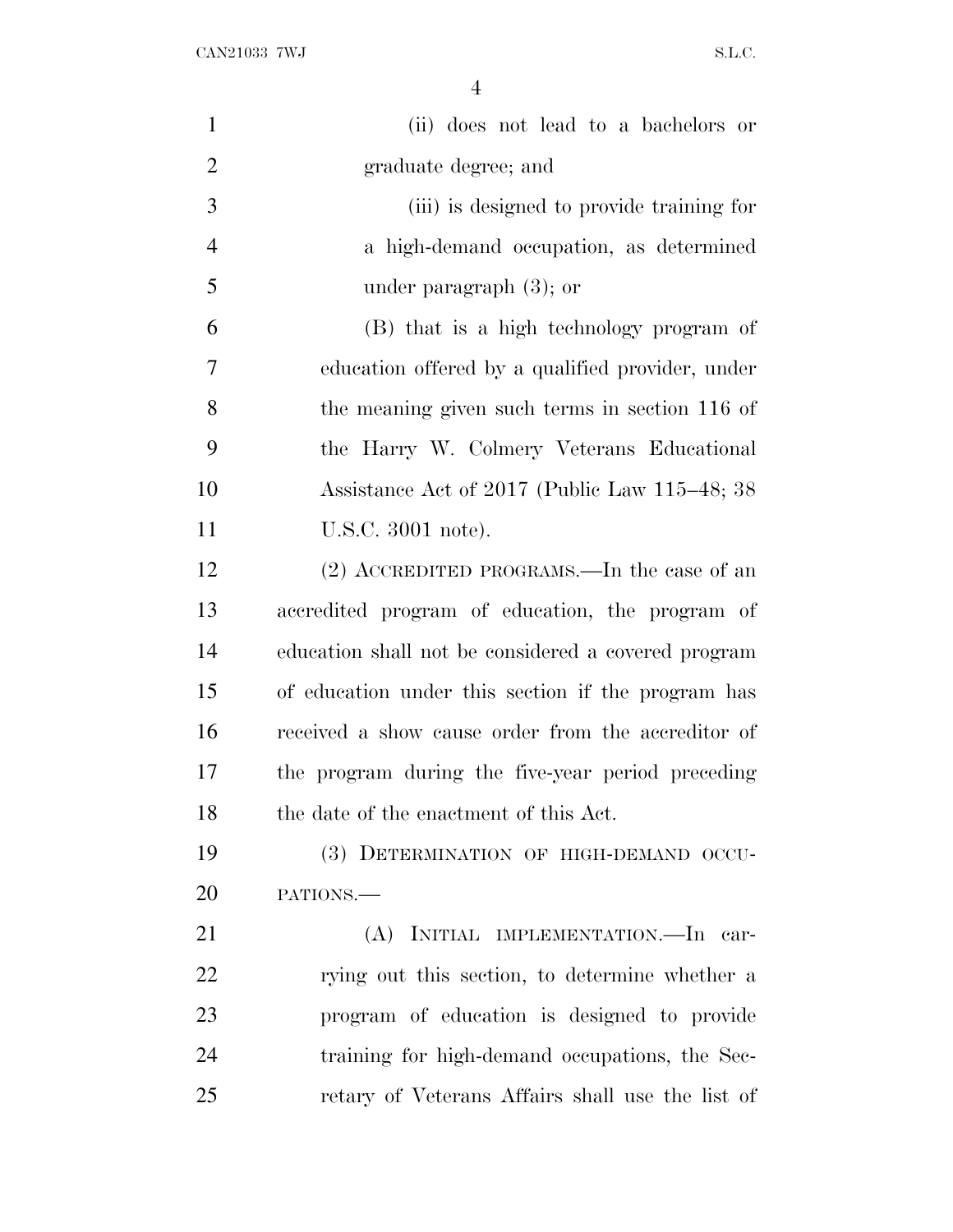(ii) does not lead to a bachelors or graduate degree; and

(iii) is designed to provide training for a high-demand occupation, as determined under paragraph (3); or

(B) that is a high technology program of education offered by a qualified provider, under the meaning given such terms in section 116 of the Harry W. Colmery Veterans Educational Assistance Act of 2017 (Public Law 115–48; 38 U.S.C. 3001 note).

(2) ACCREDITED PROGRAMS.—In the case of an accredited program of education, the program of education shall not be considered a covered program of education under this section if the program has received a show cause order from the accreditor of the program during the five-year period preceding the date of the enactment of this Act.

(3) DETERMINATION OF HIGH-DEMAND OCCUPATIONS.—

(A) INITIAL IMPLEMENTATION.—In carrying out this section, to determine whether a program of education is designed to provide training for high-demand occupations, the Secretary of Veterans Affairs shall use the list of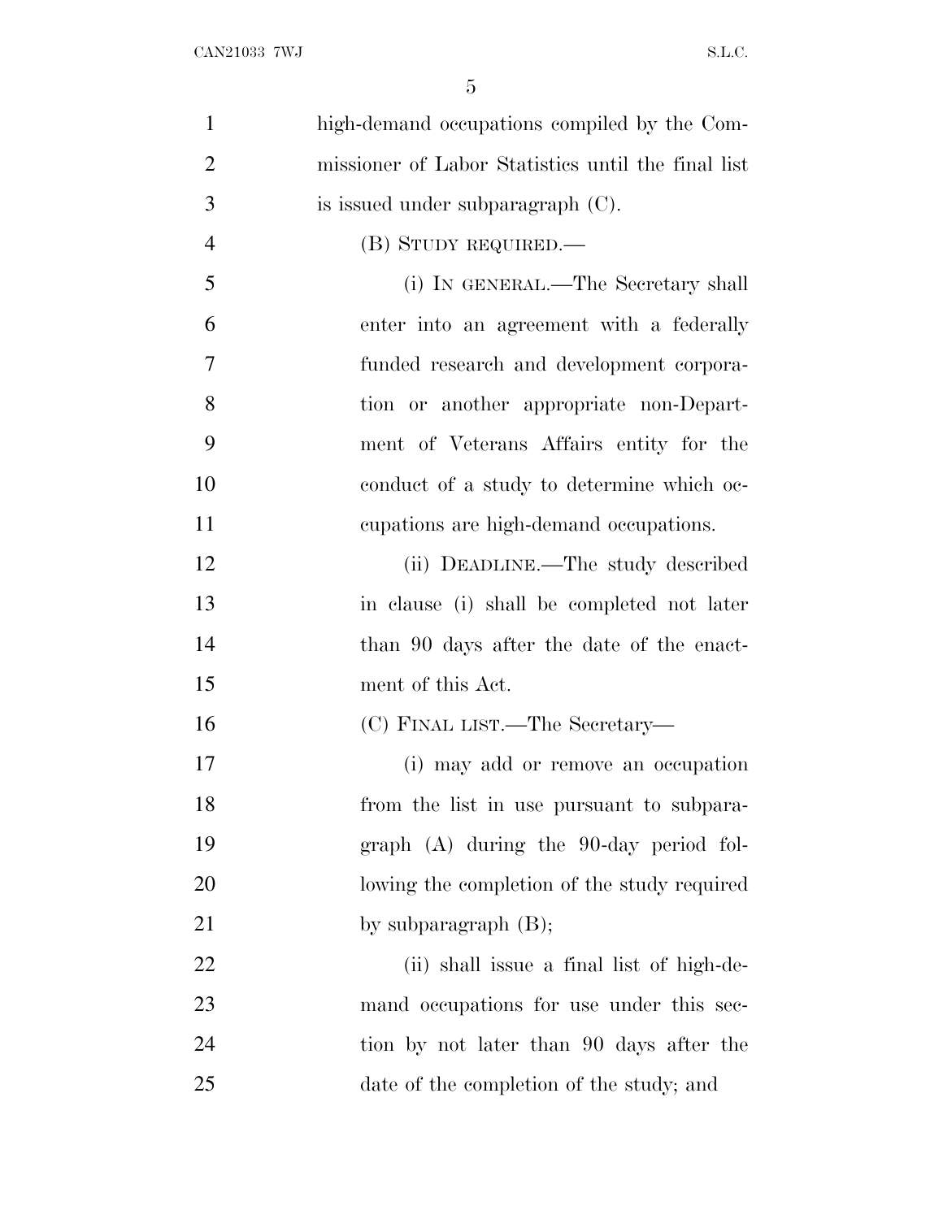high-demand occupations compiled by the Commissioner of Labor Statistics until the final list is issued under subparagraph (C).

(B) STUDY REQUIRED.—

(i) IN GENERAL.—The Secretary shall enter into an agreement with a federally funded research and development corporation or another appropriate non-Department of Veterans Affairs entity for the conduct of a study to determine which occupations are high-demand occupations.

(ii) DEADLINE.—The study described in clause (i) shall be completed not later than 90 days after the date of the enactment of this Act.

(C) FINAL LIST.—The Secretary—

(i) may add or remove an occupation from the list in use pursuant to subparagraph (A) during the 90-day period following the completion of the study required by subparagraph (B);

(ii) shall issue a final list of high-demand occupations for use under this section by not later than 90 days after the date of the completion of the study; and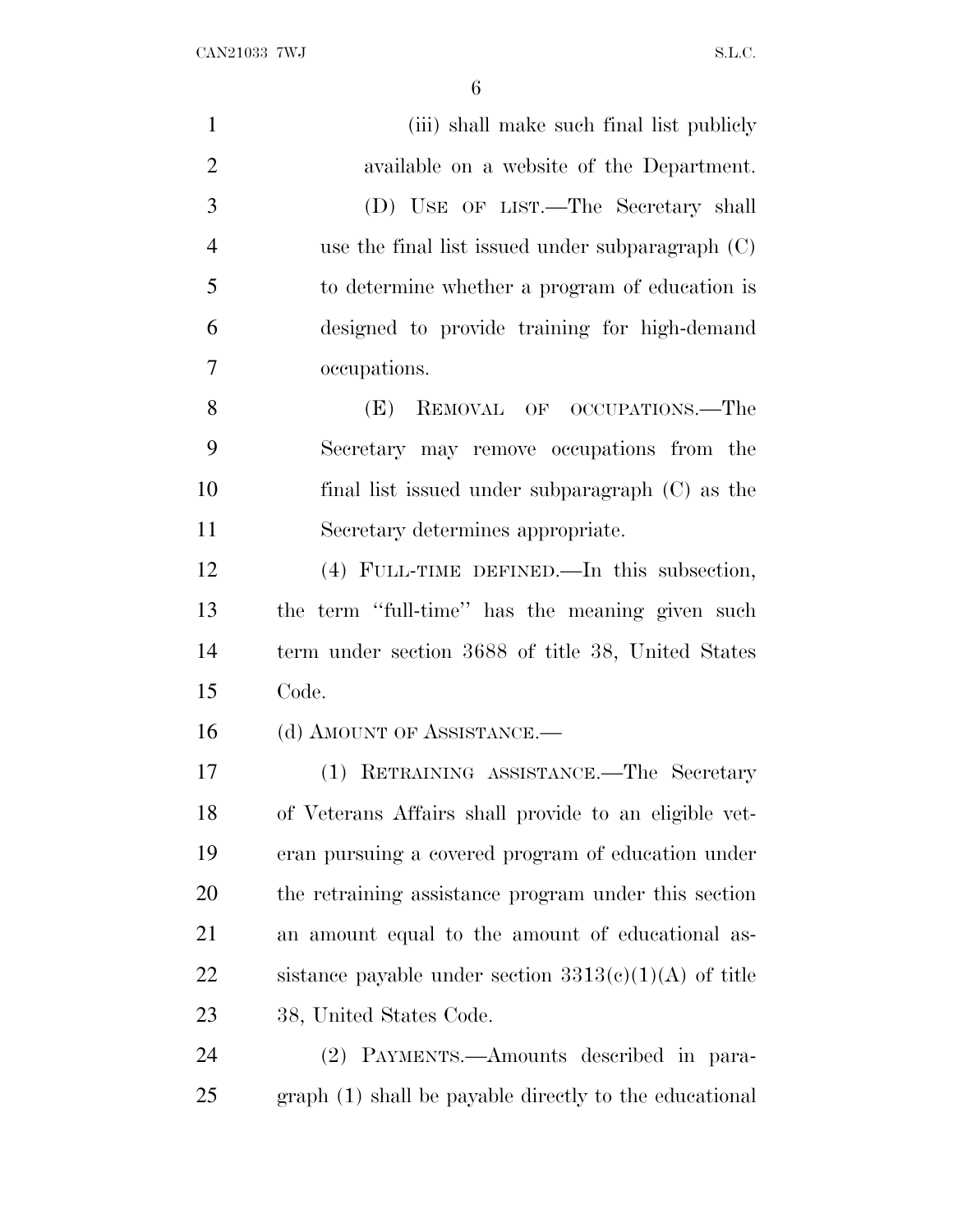(iii) shall make such final list publicly available on a website of the Department.

(D) USE OF LIST.—The Secretary shall use the final list issued under subparagraph (C) to determine whether a program of education is designed to provide training for high-demand occupations.

(E) REMOVAL OF OCCUPATIONS.—The Secretary may remove occupations from the final list issued under subparagraph (C) as the Secretary determines appropriate.

(4) FULL-TIME DEFINED.—In this subsection, the term "full-time" has the meaning given such term under section 3688 of title 38, United States Code.

(d) AMOUNT OF ASSISTANCE.—

(1) RETRAINING ASSISTANCE.—The Secretary of Veterans Affairs shall provide to an eligible veteran pursuing a covered program of education under the retraining assistance program under this section an amount equal to the amount of educational assistance payable under section 3313(c)(1)(A) of title 38, United States Code.

(2) PAYMENTS.—Amounts described in paragraph (1) shall be payable directly to the educational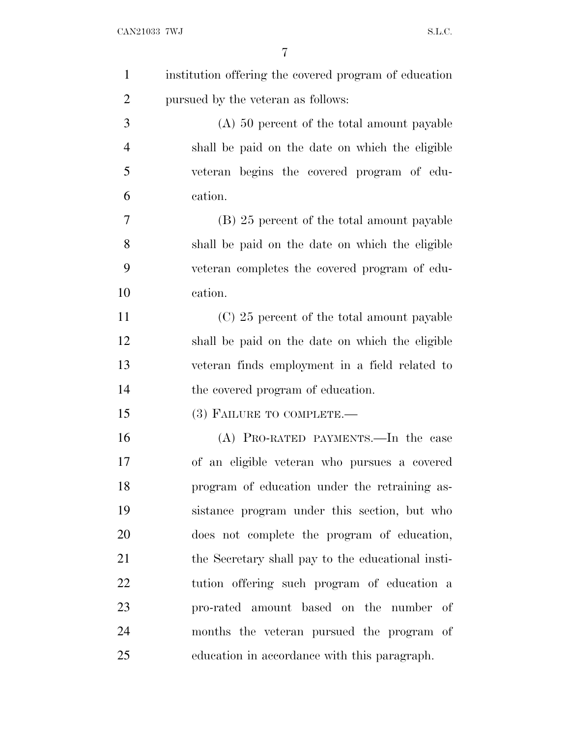institution offering the covered program of education pursued by the veteran as follows:

(A) 50 percent of the total amount payable shall be paid on the date on which the eligible veteran begins the covered program of education.

(B) 25 percent of the total amount payable shall be paid on the date on which the eligible veteran completes the covered program of education.

(C) 25 percent of the total amount payable shall be paid on the date on which the eligible veteran finds employment in a field related to the covered program of education.

(3) FAILURE TO COMPLETE.—

(A) PRO-RATED PAYMENTS.—In the case of an eligible veteran who pursues a covered program of education under the retraining assistance program under this section, but who does not complete the program of education, the Secretary shall pay to the educational institution offering such program of education a pro-rated amount based on the number of months the veteran pursued the program of education in accordance with this paragraph.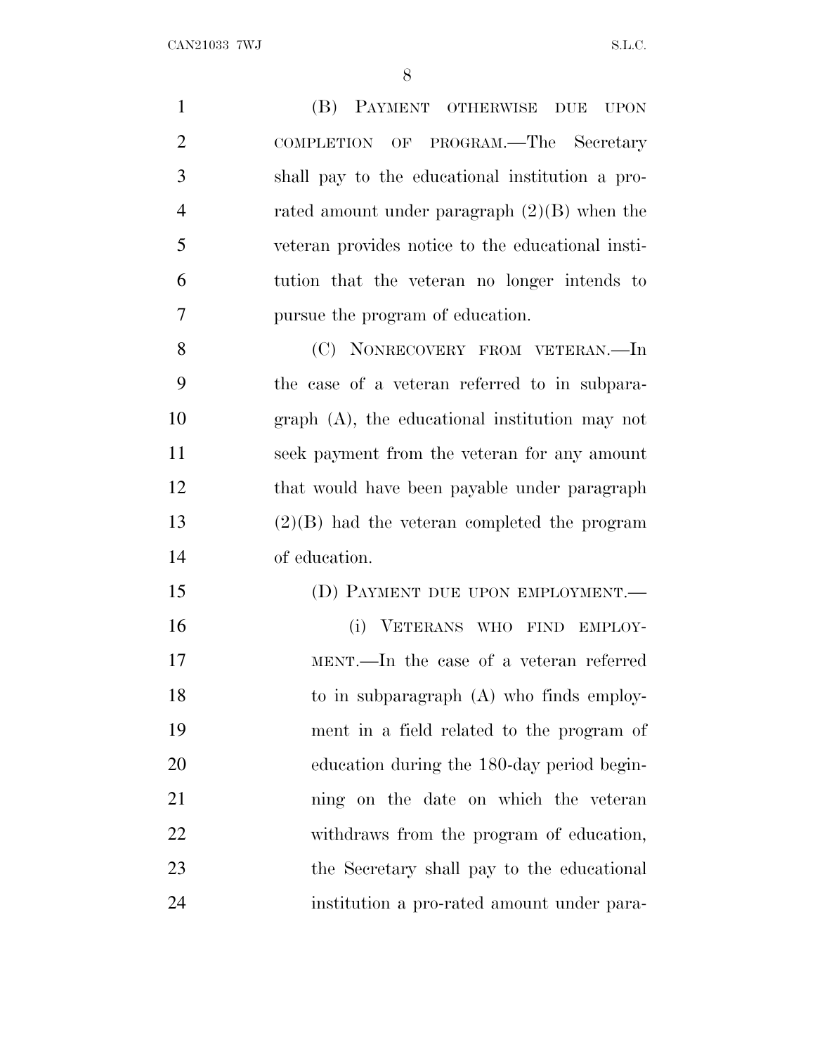(B) PAYMENT OTHERWISE DUE UPON COMPLETION OF PROGRAM.—The Secretary shall pay to the educational institution a pro-rated amount under paragraph (2)(B) when the veteran provides notice to the educational institution that the veteran no longer intends to pursue the program of education.

(C) NONRECOVERY FROM VETERAN.—In the case of a veteran referred to in subparagraph (A), the educational institution may not seek payment from the veteran for any amount that would have been payable under paragraph (2)(B) had the veteran completed the program of education.

(D) PAYMENT DUE UPON EMPLOYMENT.—

(i) VETERANS WHO FIND EMPLOYMENT.—In the case of a veteran referred to in subparagraph (A) who finds employment in a field related to the program of education during the 180-day period beginning on the date on which the veteran withdraws from the program of education, the Secretary shall pay to the educational institution a pro-rated amount under para-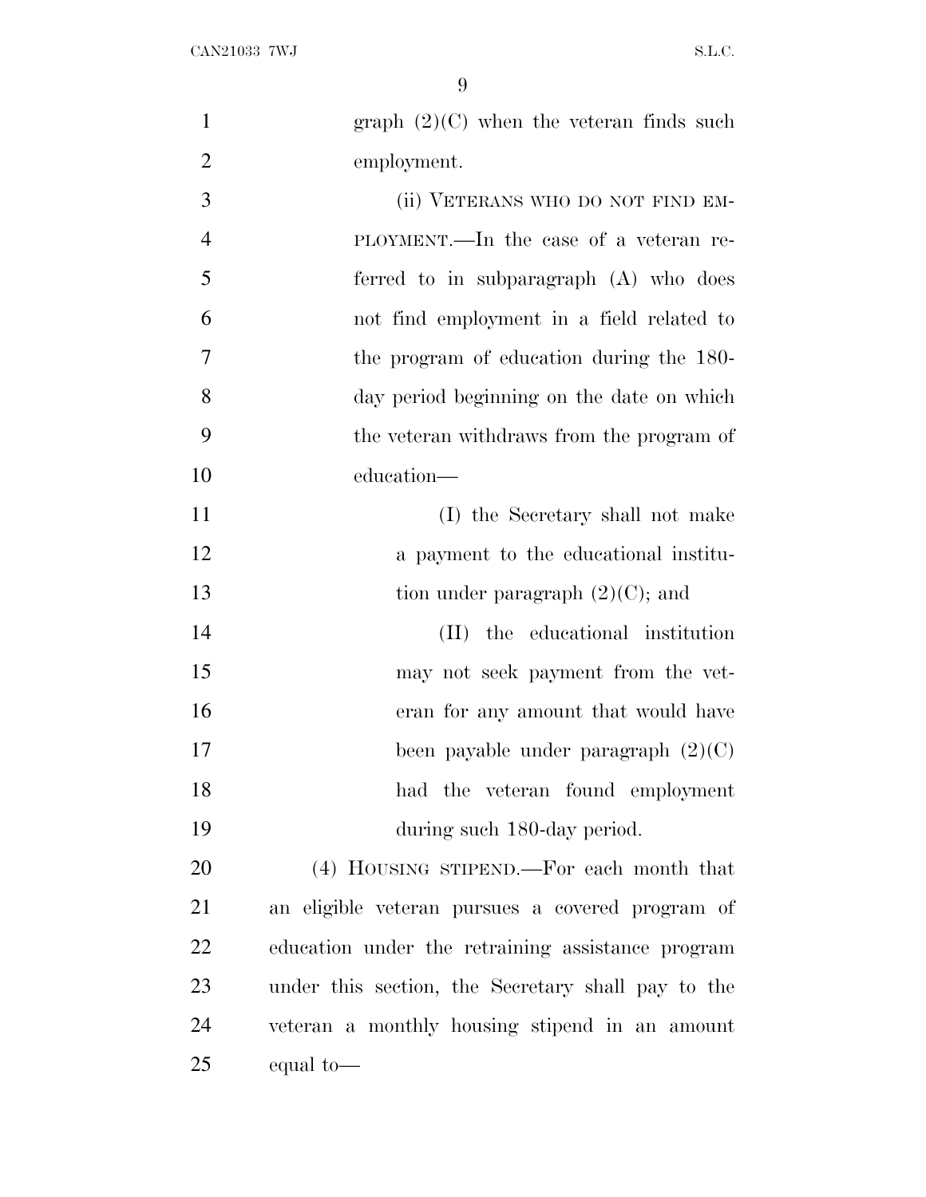graph (2)(C) when the veteran finds such employment.

(ii) VETERANS WHO DO NOT FIND EMPLOYMENT.—In the case of a veteran referred to in subparagraph (A) who does not find employment in a field related to the program of education during the 180-day period beginning on the date on which the veteran withdraws from the program of education—

(I) the Secretary shall not make a payment to the educational institution under paragraph (2)(C); and

(II) the educational institution may not seek payment from the veteran for any amount that would have been payable under paragraph (2)(C) had the veteran found employment during such 180-day period.

(4) HOUSING STIPEND.—For each month that an eligible veteran pursues a covered program of education under the retraining assistance program under this section, the Secretary shall pay to the veteran a monthly housing stipend in an amount equal to—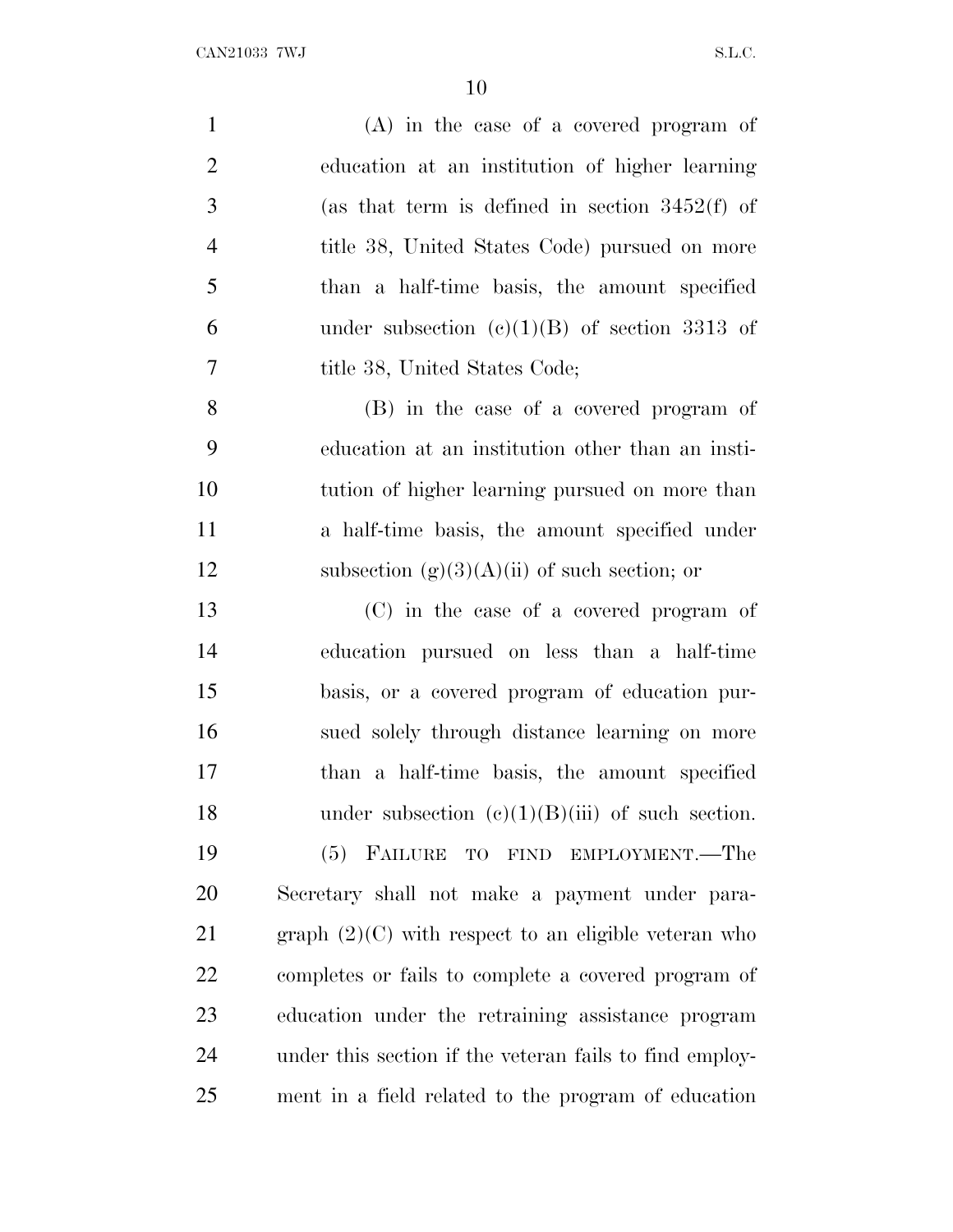(A) in the case of a covered program of education at an institution of higher learning (as that term is defined in section 3452(f) of title 38, United States Code) pursued on more than a half-time basis, the amount specified under subsection (c)(1)(B) of section 3313 of title 38, United States Code;

(B) in the case of a covered program of education at an institution other than an institution of higher learning pursued on more than a half-time basis, the amount specified under subsection (g)(3)(A)(ii) of such section; or

(C) in the case of a covered program of education pursued on less than a half-time basis, or a covered program of education pursued solely through distance learning on more than a half-time basis, the amount specified under subsection (c)(1)(B)(iii) of such section.

(5) FAILURE TO FIND EMPLOYMENT.—The Secretary shall not make a payment under paragraph (2)(C) with respect to an eligible veteran who completes or fails to complete a covered program of education under the retraining assistance program under this section if the veteran fails to find employment in a field related to the program of education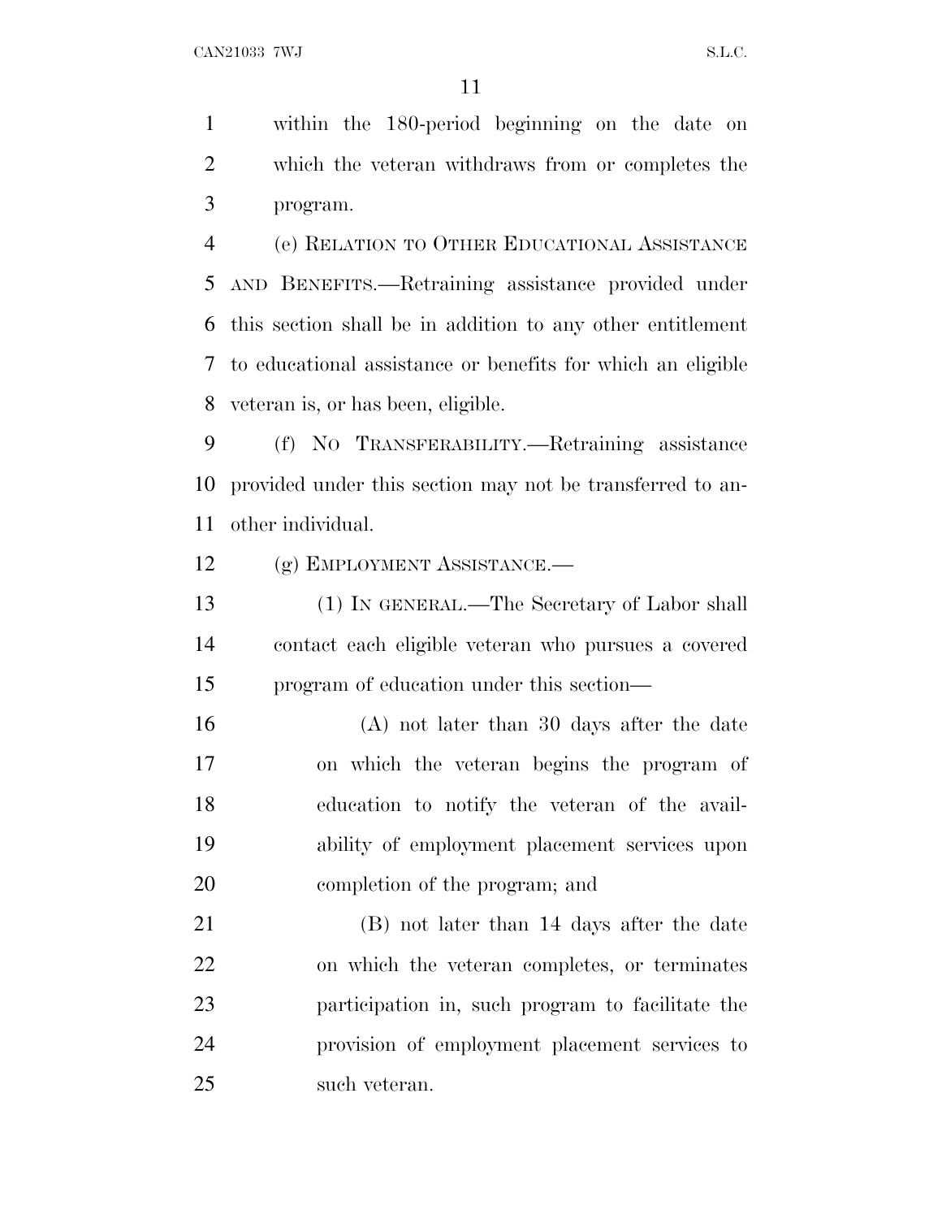within the 180-period beginning on the date on which the veteran withdraws from or completes the program.

(e) RELATION TO OTHER EDUCATIONAL ASSISTANCE AND BENEFITS.—Retraining assistance provided under this section shall be in addition to any other entitlement to educational assistance or benefits for which an eligible veteran is, or has been, eligible.

(f) NO TRANSFERABILITY.—Retraining assistance provided under this section may not be transferred to another individual.

(g) EMPLOYMENT ASSISTANCE.—

(1) IN GENERAL.—The Secretary of Labor shall contact each eligible veteran who pursues a covered program of education under this section—

(A) not later than 30 days after the date on which the veteran begins the program of education to notify the veteran of the availability of employment placement services upon completion of the program; and

(B) not later than 14 days after the date on which the veteran completes, or terminates participation in, such program to facilitate the provision of employment placement services to such veteran.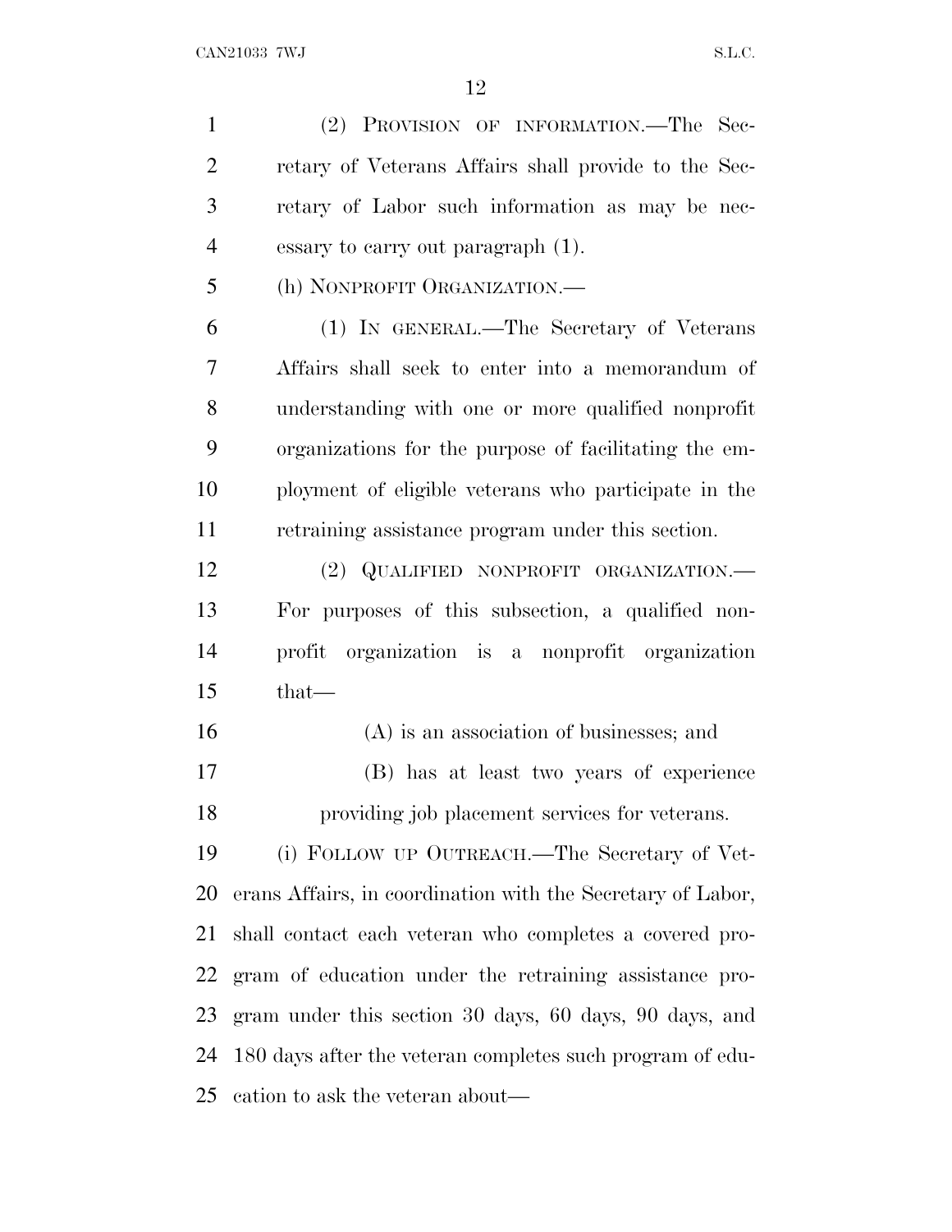(2) PROVISION OF INFORMATION.—The Secretary of Veterans Affairs shall provide to the Secretary of Labor such information as may be necessary to carry out paragraph (1).

(h) NONPROFIT ORGANIZATION.—

(1) IN GENERAL.—The Secretary of Veterans Affairs shall seek to enter into a memorandum of understanding with one or more qualified nonprofit organizations for the purpose of facilitating the employment of eligible veterans who participate in the retraining assistance program under this section.

(2) QUALIFIED NONPROFIT ORGANIZATION.—For purposes of this subsection, a qualified nonprofit organization is a nonprofit organization that—

(A) is an association of businesses; and

(B) has at least two years of experience providing job placement services for veterans.

(i) FOLLOW UP OUTREACH.—The Secretary of Veterans Affairs, in coordination with the Secretary of Labor, shall contact each veteran who completes a covered program of education under the retraining assistance program under this section 30 days, 60 days, 90 days, and 180 days after the veteran completes such program of education to ask the veteran about—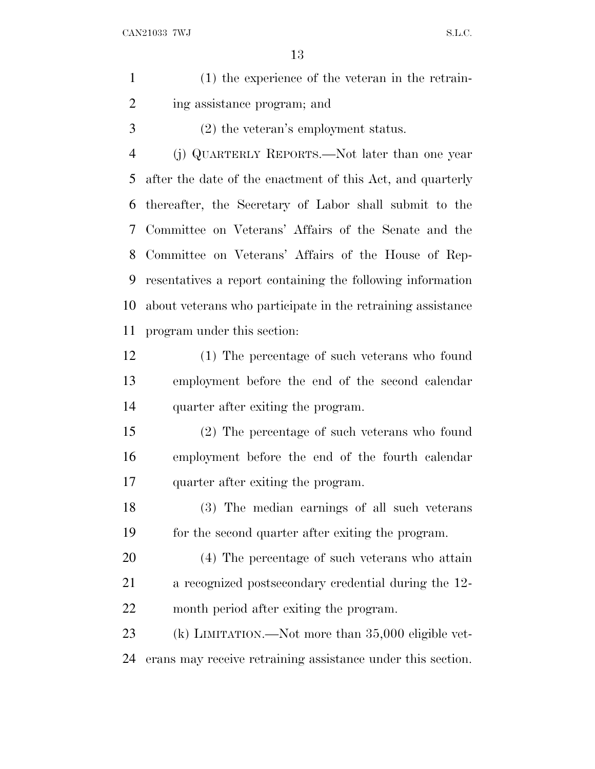(1) the experience of the veteran in the retraining assistance program; and

(2) the veteran's employment status.

(j) QUARTERLY REPORTS.—Not later than one year after the date of the enactment of this Act, and quarterly thereafter, the Secretary of Labor shall submit to the Committee on Veterans' Affairs of the Senate and the Committee on Veterans' Affairs of the House of Representatives a report containing the following information about veterans who participate in the retraining assistance program under this section:

(1) The percentage of such veterans who found employment before the end of the second calendar quarter after exiting the program.

(2) The percentage of such veterans who found employment before the end of the fourth calendar quarter after exiting the program.

(3) The median earnings of all such veterans for the second quarter after exiting the program.

(4) The percentage of such veterans who attain a recognized postsecondary credential during the 12-month period after exiting the program.

(k) LIMITATION.—Not more than 35,000 eligible veterans may receive retraining assistance under this section.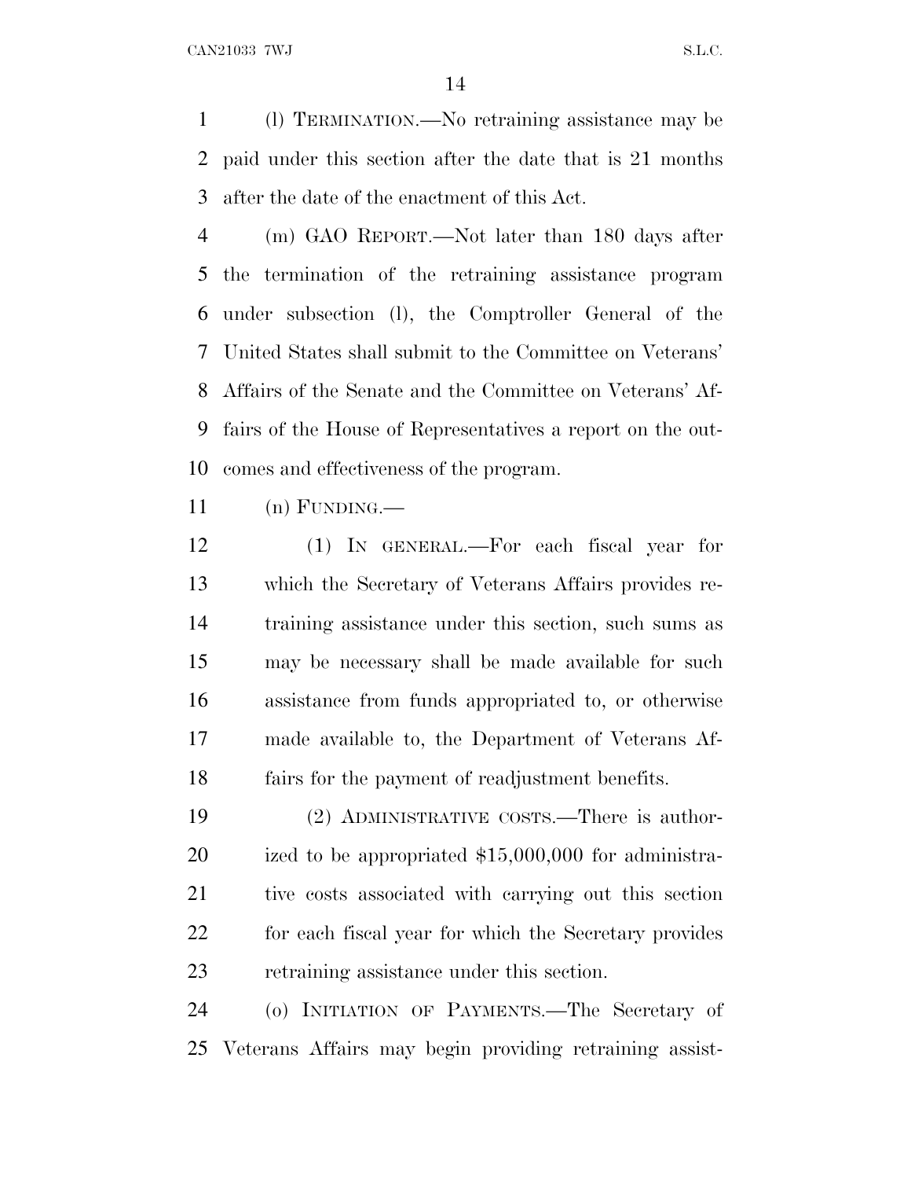(l) TERMINATION.—No retraining assistance may be paid under this section after the date that is 21 months after the date of the enactment of this Act.

(m) GAO REPORT.—Not later than 180 days after the termination of the retraining assistance program under subsection (l), the Comptroller General of the United States shall submit to the Committee on Veterans' Affairs of the Senate and the Committee on Veterans' Affairs of the House of Representatives a report on the outcomes and effectiveness of the program.

(n) FUNDING.—

(1) IN GENERAL.—For each fiscal year for which the Secretary of Veterans Affairs provides retraining assistance under this section, such sums as may be necessary shall be made available for such assistance from funds appropriated to, or otherwise made available to, the Department of Veterans Affairs for the payment of readjustment benefits.

(2) ADMINISTRATIVE COSTS.—There is authorized to be appropriated $15,000,000 for administrative costs associated with carrying out this section for each fiscal year for which the Secretary provides retraining assistance under this section.

(o) INITIATION OF PAYMENTS.—The Secretary of Veterans Affairs may begin providing retraining assist-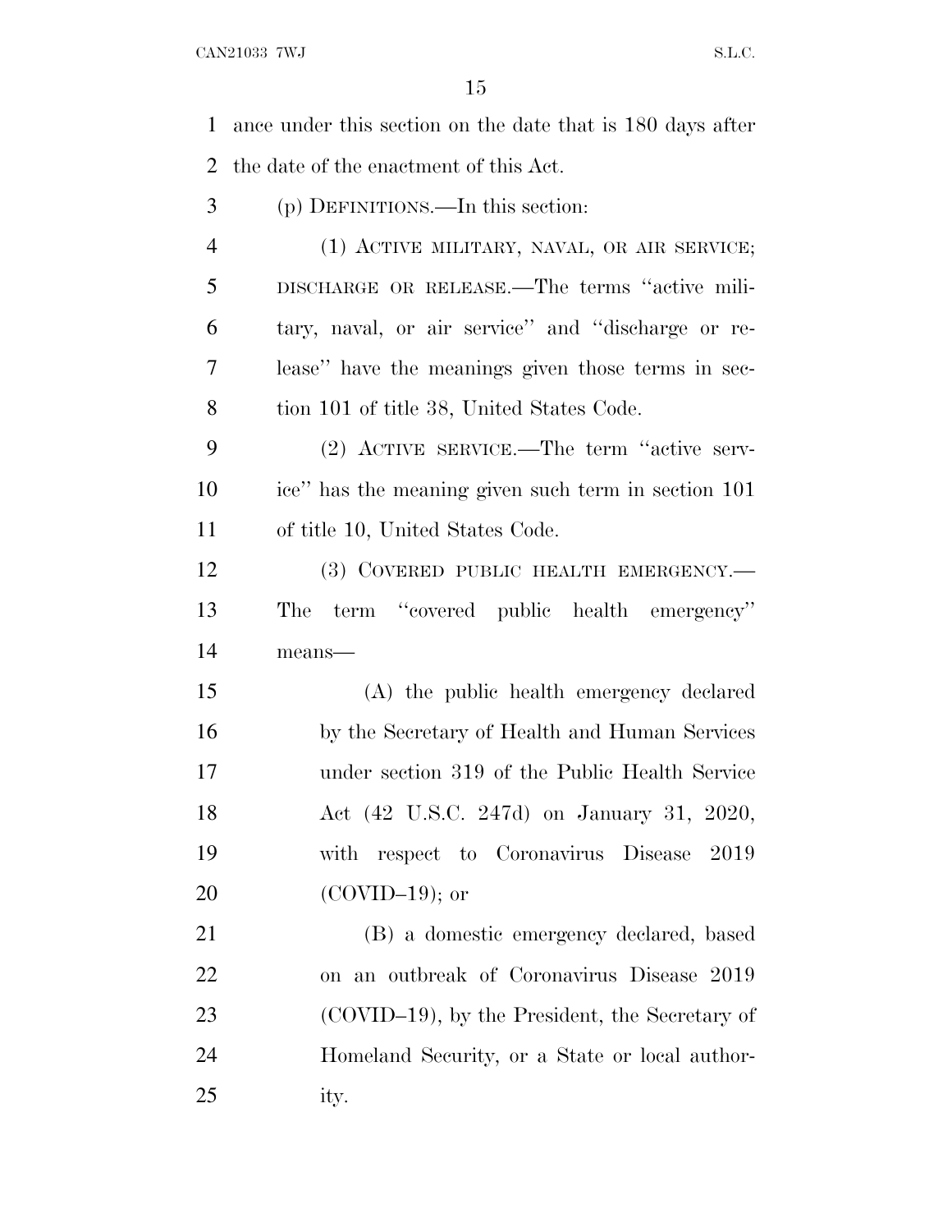ance under this section on the date that is 180 days after the date of the enactment of this Act.

(p) DEFINITIONS.—In this section:

(1) ACTIVE MILITARY, NAVAL, OR AIR SERVICE; DISCHARGE OR RELEASE.—The terms "active military, naval, or air service" and "discharge or release" have the meanings given those terms in section 101 of title 38, United States Code.

(2) ACTIVE SERVICE.—The term "active service" has the meaning given such term in section 101 of title 10, United States Code.

(3) COVERED PUBLIC HEALTH EMERGENCY.—The term "covered public health emergency" means—

(A) the public health emergency declared by the Secretary of Health and Human Services under section 319 of the Public Health Service Act (42 U.S.C. 247d) on January 31, 2020, with respect to Coronavirus Disease 2019 (COVID–19); or

(B) a domestic emergency declared, based on an outbreak of Coronavirus Disease 2019 (COVID–19), by the President, the Secretary of Homeland Security, or a State or local authority.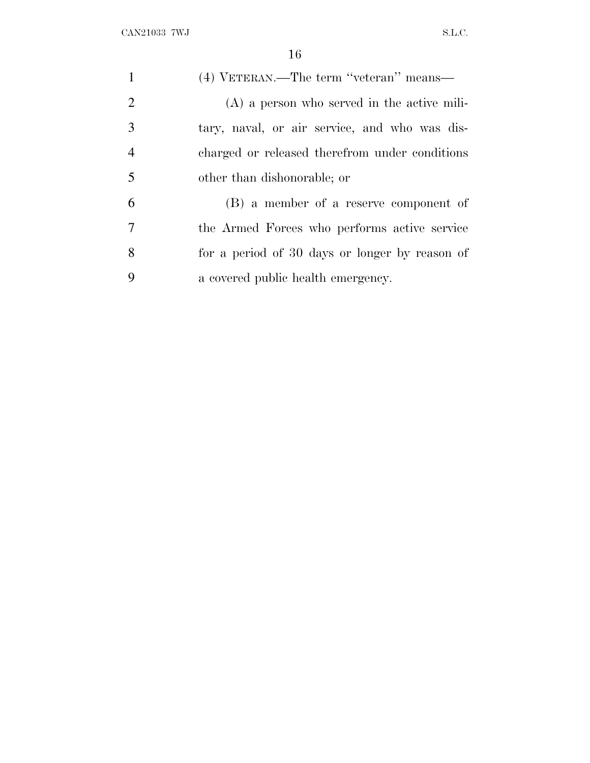(4) VETERAN.—The term ''veteran'' means—

(A) a person who served in the active military, naval, or air service, and who was discharged or released therefrom under conditions other than dishonorable; or

(B) a member of a reserve component of the Armed Forces who performs active service for a period of 30 days or longer by reason of a covered public health emergency.